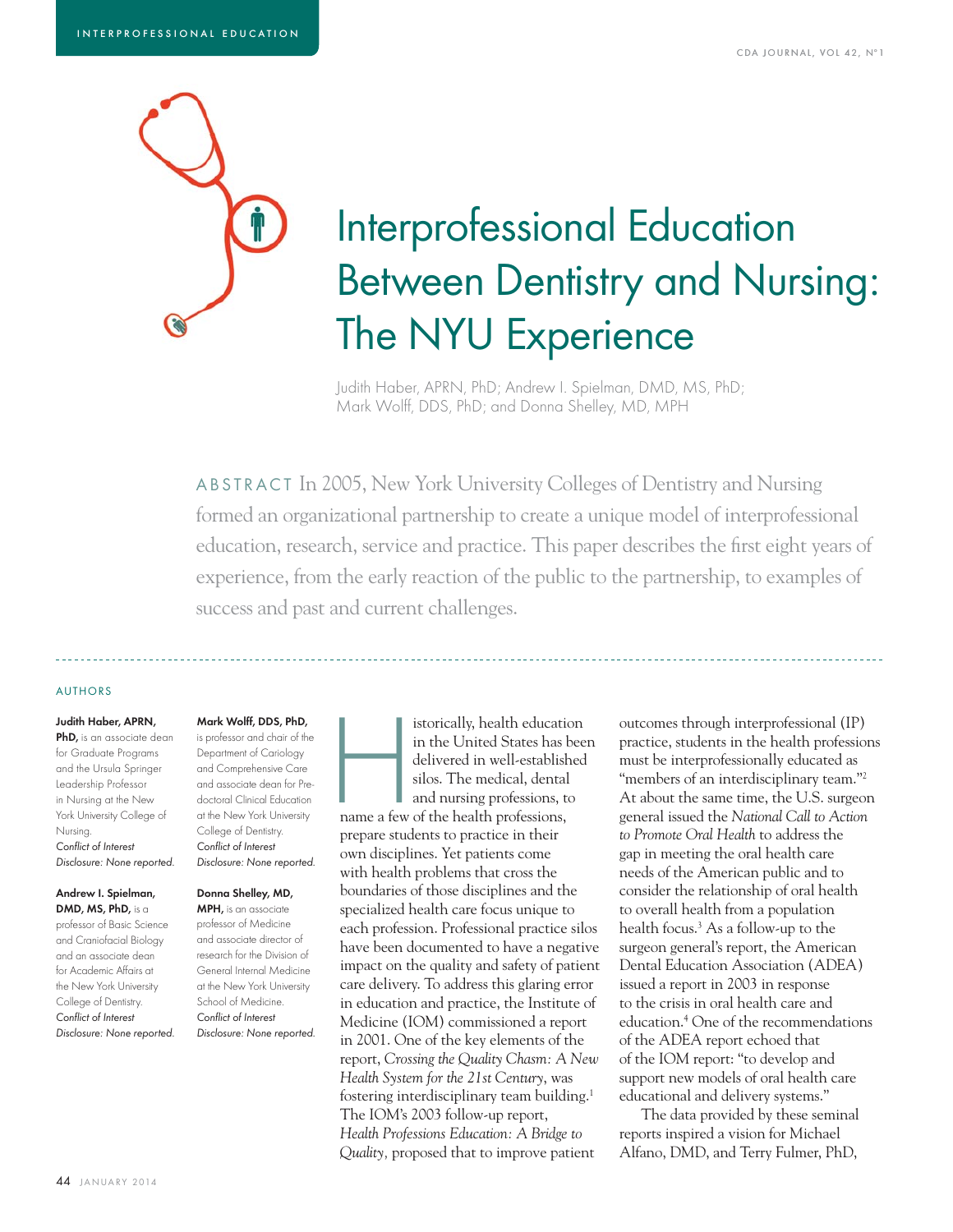# Interprofessional Education Between Dentistry and Nursing: The NYU Experience

Judith Haber, APRN, PhD; Andrew I. Spielman, DMD, MS, PhD; Mark Wolff, DDS, PhD; and Donna Shelley, MD, MPH

**ABSTRACT** In 2005, New York University Colleges of Dentistry and Nursing formed an organizational partnership to create a unique model of interprofessional education, research, service and practice. This paper describes the first eight years of experience, from the early reaction of the public to the partnership, to examples of success and past and current challenges.

---

### AUTHORS

**Judith Haber, APRN, PhD,** is an associate dean for Graduate Programs and the Ursula Springer Leadership Professor in Nursing at the New York University College of Nursing.
*Conflict of Interest Disclosure: None reported.*

**Andrew I. Spielman, DMD, MS, PhD,** is a professor of Basic Science and Craniofacial Biology and an associate dean for Academic Affairs at the New York University College of Dentistry.
*Conflict of Interest Disclosure: None reported.*

**Mark Wolff, DDS, PhD,** is professor and chair of the Department of Cariology and Comprehensive Care and associate dean for Predoctoral Clinical Education at the New York University College of Dentistry.
*Conflict of Interest Disclosure: None reported.*

**Donna Shelley, MD, MPH,** is an associate professor of Medicine and associate director of research for the Division of General Internal Medicine at the New York University School of Medicine.
*Conflict of Interest Disclosure: None reported.*

Historically, health education in the United States has been delivered in well-established silos. The medical, dental and nursing professions, to name a few of the health professions, prepare students to practice in their own disciplines. Yet patients come with health problems that cross the boundaries of those disciplines and the specialized health care focus unique to each profession. Professional practice silos have been documented to have a negative impact on the quality and safety of patient care delivery. To address this glaring error in education and practice, the Institute of Medicine (IOM) commissioned a report in 2001. One of the key elements of the report, *Crossing the Quality Chasm: A New Health System for the 21st Century*, was fostering interdisciplinary team building.[1] The IOM's 2003 follow-up report, *Health Professions Education: A Bridge to Quality,* proposed that to improve patient outcomes through interprofessional (IP) practice, students in the health professions must be interprofessionally educated as "members of an interdisciplinary team."[2] At about the same time, the U.S. surgeon general issued the *National Call to Action to Promote Oral Health* to address the gap in meeting the oral health care needs of the American public and to consider the relationship of oral health to overall health from a population health focus.[3] As a follow-up to the surgeon general's report, the American Dental Education Association (ADEA) issued a report in 2003 in response to the crisis in oral health care and education.[4] One of the recommendations of the ADEA report echoed that of the IOM report: "to develop and support new models of oral health care educational and delivery systems."

The data provided by these seminal reports inspired a vision for Michael Alfano, DMD, and Terry Fulmer, PhD,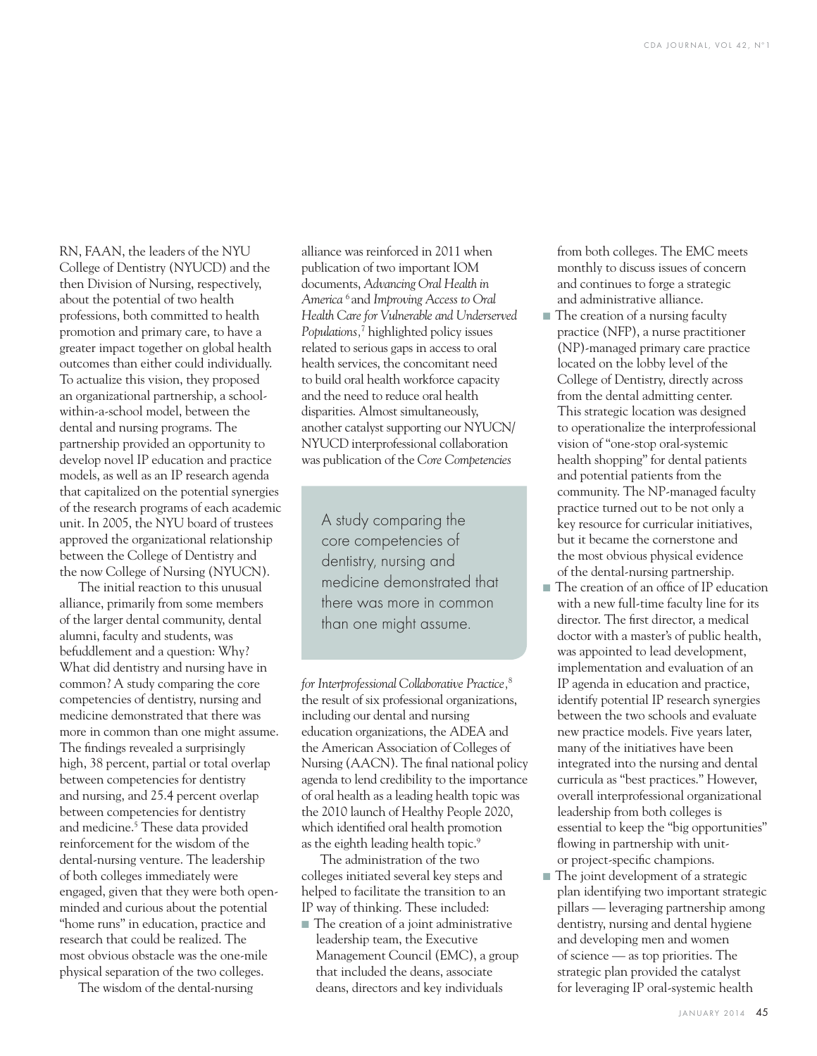RN, FAAN, the leaders of the NYU College of Dentistry (NYUCD) and the then Division of Nursing, respectively, about the potential of two health professions, both committed to health promotion and primary care, to have a greater impact together on global health outcomes than either could individually. To actualize this vision, they proposed an organizational partnership, a school-within-a-school model, between the dental and nursing programs. The partnership provided an opportunity to develop novel IP education and practice models, as well as an IP research agenda that capitalized on the potential synergies of the research programs of each academic unit. In 2005, the NYU board of trustees approved the organizational relationship between the College of Dentistry and the now College of Nursing (NYUCN).

The initial reaction to this unusual alliance, primarily from some members of the larger dental community, dental alumni, faculty and students, was befuddlement and a question: Why? What did dentistry and nursing have in common? A study comparing the core competencies of dentistry, nursing and medicine demonstrated that there was more in common than one might assume. The findings revealed a surprisingly high, 38 percent, partial or total overlap between competencies for dentistry and nursing, and 25.4 percent overlap between competencies for dentistry and medicine.[5] These data provided reinforcement for the wisdom of the dental-nursing venture. The leadership of both colleges immediately were engaged, given that they were both open-minded and curious about the potential "home runs" in education, practice and research that could be realized. The most obvious obstacle was the one-mile physical separation of the two colleges.

The wisdom of the dental-nursing alliance was reinforced in 2011 when publication of two important IOM documents, *Advancing Oral Health in America*[6] and *Improving Access to Oral Health Care for Vulnerable and Underserved Populations*,[7] highlighted policy issues related to serious gaps in access to oral health services, the concomitant need to build oral health workforce capacity and the need to reduce oral health disparities. Almost simultaneously, another catalyst supporting our NYUCN/NYUCD interprofessional collaboration was publication of the *Core Competencies for Interprofessional Collaborative Practice*,[8] the result of six professional organizations, including our dental and nursing education organizations, the ADEA and the American Association of Colleges of Nursing (AACN). The final national policy agenda to lend credibility to the importance of oral health as a leading health topic was the 2010 launch of Healthy People 2020, which identified oral health promotion as the eighth leading health topic.[9]

> A study comparing the core competencies of dentistry, nursing and medicine demonstrated that there was more in common than one might assume.

The administration of the two colleges initiated several key steps and helped to facilitate the transition to an IP way of thinking. These included:

- The creation of a joint administrative leadership team, the Executive Management Council (EMC), a group that included the deans, associate deans, directors and key individuals from both colleges. The EMC meets monthly to discuss issues of concern and continues to forge a strategic and administrative alliance.
- The creation of a nursing faculty practice (NFP), a nurse practitioner (NP)-managed primary care practice located on the lobby level of the College of Dentistry, directly across from the dental admitting center. This strategic location was designed to operationalize the interprofessional vision of "one-stop oral-systemic health shopping" for dental patients and potential patients from the community. The NP-managed faculty practice turned out to be not only a key resource for curricular initiatives, but it became the cornerstone and the most obvious physical evidence of the dental-nursing partnership.
- The creation of an office of IP education with a new full-time faculty line for its director. The first director, a medical doctor with a master's of public health, was appointed to lead development, implementation and evaluation of an IP agenda in education and practice, identify potential IP research synergies between the two schools and evaluate new practice models. Five years later, many of the initiatives have been integrated into the nursing and dental curricula as "best practices." However, overall interprofessional organizational leadership from both colleges is essential to keep the "big opportunities" flowing in partnership with unit- or project-specific champions.
- The joint development of a strategic plan identifying two important strategic pillars — leveraging partnership among dentistry, nursing and dental hygiene and developing men and women of science — as top priorities. The strategic plan provided the catalyst for leveraging IP oral-systemic health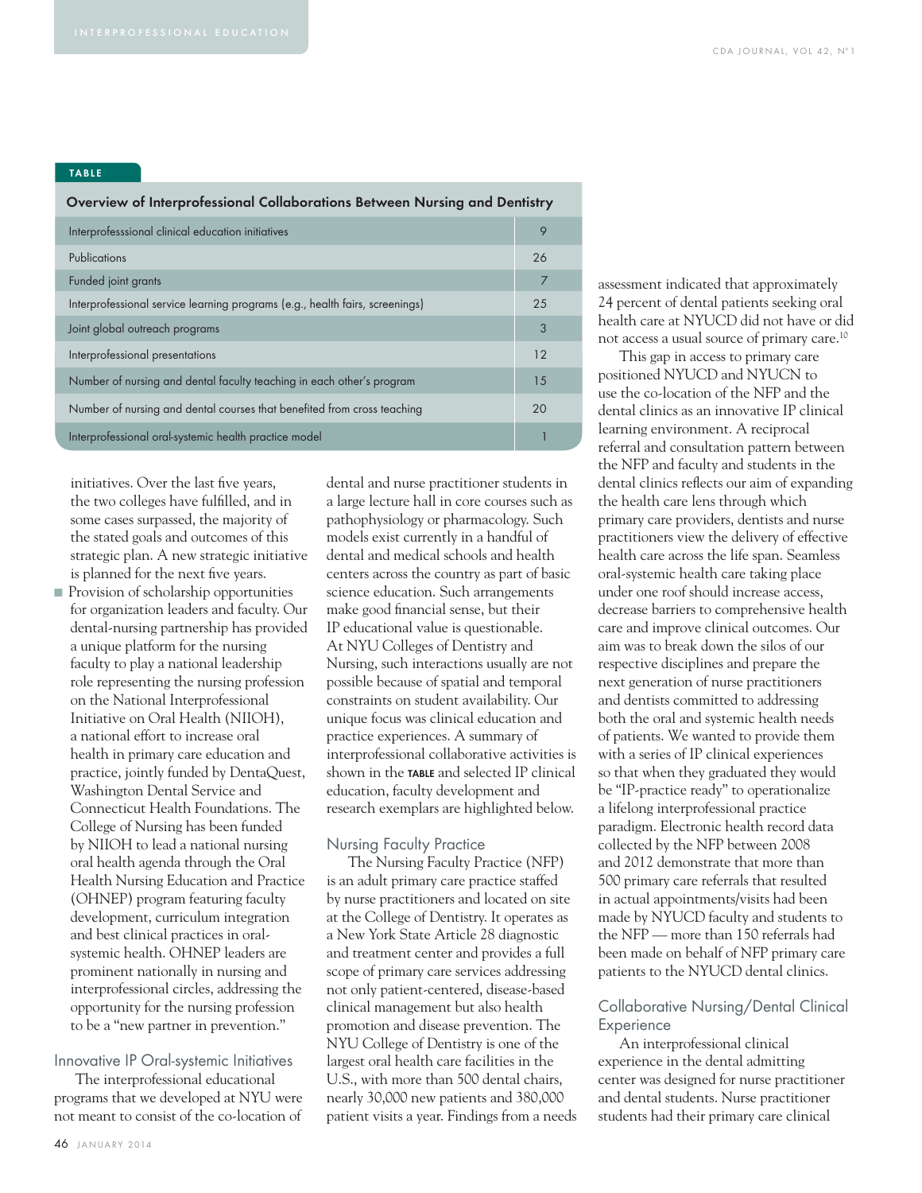**TABLE**

| Overview of Interprofessional Collaborations Between Nursing and Dentistry | |
|---|---|
| Interprofesssional clinical education initiatives | 9 |
| Publications | 26 |
| Funded joint grants | 7 |
| Interprofessional service learning programs (e.g., health fairs, screenings) | 25 |
| Joint global outreach programs | 3 |
| Interprofessional presentations | 12 |
| Number of nursing and dental faculty teaching in each other's program | 15 |
| Number of nursing and dental courses that benefited from cross teaching | 20 |
| Interprofessional oral-systemic health practice model | 1 |

initiatives. Over the last five years, the two colleges have fulfilled, and in some cases surpassed, the majority of the stated goals and outcomes of this strategic plan. A new strategic initiative is planned for the next five years.

- Provision of scholarship opportunities for organization leaders and faculty. Our dental-nursing partnership has provided a unique platform for the nursing faculty to play a national leadership role representing the nursing profession on the National Interprofessional Initiative on Oral Health (NIIOH), a national effort to increase oral health in primary care education and practice, jointly funded by DentaQuest, Washington Dental Service and Connecticut Health Foundations. The College of Nursing has been funded by NIIOH to lead a national nursing oral health agenda through the Oral Health Nursing Education and Practice (OHNEP) program featuring faculty development, curriculum integration and best clinical practices in oral-systemic health. OHNEP leaders are prominent nationally in nursing and interprofessional circles, addressing the opportunity for the nursing profession to be a "new partner in prevention."

## Innovative IP Oral-systemic Initiatives

The interprofessional educational programs that we developed at NYU were not meant to consist of the co-location of dental and nurse practitioner students in a large lecture hall in core courses such as pathophysiology or pharmacology. Such models exist currently in a handful of dental and medical schools and health centers across the country as part of basic science education. Such arrangements make good financial sense, but their IP educational value is questionable. At NYU Colleges of Dentistry and Nursing, such interactions usually are not possible because of spatial and temporal constraints on student availability. Our unique focus was clinical education and practice experiences. A summary of interprofessional collaborative activities is shown in the **TABLE** and selected IP clinical education, faculty development and research exemplars are highlighted below.

## Nursing Faculty Practice

The Nursing Faculty Practice (NFP) is an adult primary care practice staffed by nurse practitioners and located on site at the College of Dentistry. It operates as a New York State Article 28 diagnostic and treatment center and provides a full scope of primary care services addressing not only patient-centered, disease-based clinical management but also health promotion and disease prevention. The NYU College of Dentistry is one of the largest oral health care facilities in the U.S., with more than 500 dental chairs, nearly 30,000 new patients and 380,000 patient visits a year. Findings from a needs assessment indicated that approximately 24 percent of dental patients seeking oral health care at NYUCD did not have or did not access a usual source of primary care.[10]

This gap in access to primary care positioned NYUCD and NYUCN to use the co-location of the NFP and the dental clinics as an innovative IP clinical learning environment. A reciprocal referral and consultation pattern between the NFP and faculty and students in the dental clinics reflects our aim of expanding the health care lens through which primary care providers, dentists and nurse practitioners view the delivery of effective health care across the life span. Seamless oral-systemic health care taking place under one roof should increase access, decrease barriers to comprehensive health care and improve clinical outcomes. Our aim was to break down the silos of our respective disciplines and prepare the next generation of nurse practitioners and dentists committed to addressing both the oral and systemic health needs of patients. We wanted to provide them with a series of IP clinical experiences so that when they graduated they would be "IP-practice ready" to operationalize a lifelong interprofessional practice paradigm. Electronic health record data collected by the NFP between 2008 and 2012 demonstrate that more than 500 primary care referrals that resulted in actual appointments/visits had been made by NYUCD faculty and students to the NFP — more than 150 referrals had been made on behalf of NFP primary care patients to the NYUCD dental clinics.

## Collaborative Nursing/Dental Clinical Experience

An interprofessional clinical experience in the dental admitting center was designed for nurse practitioner and dental students. Nurse practitioner students had their primary care clinical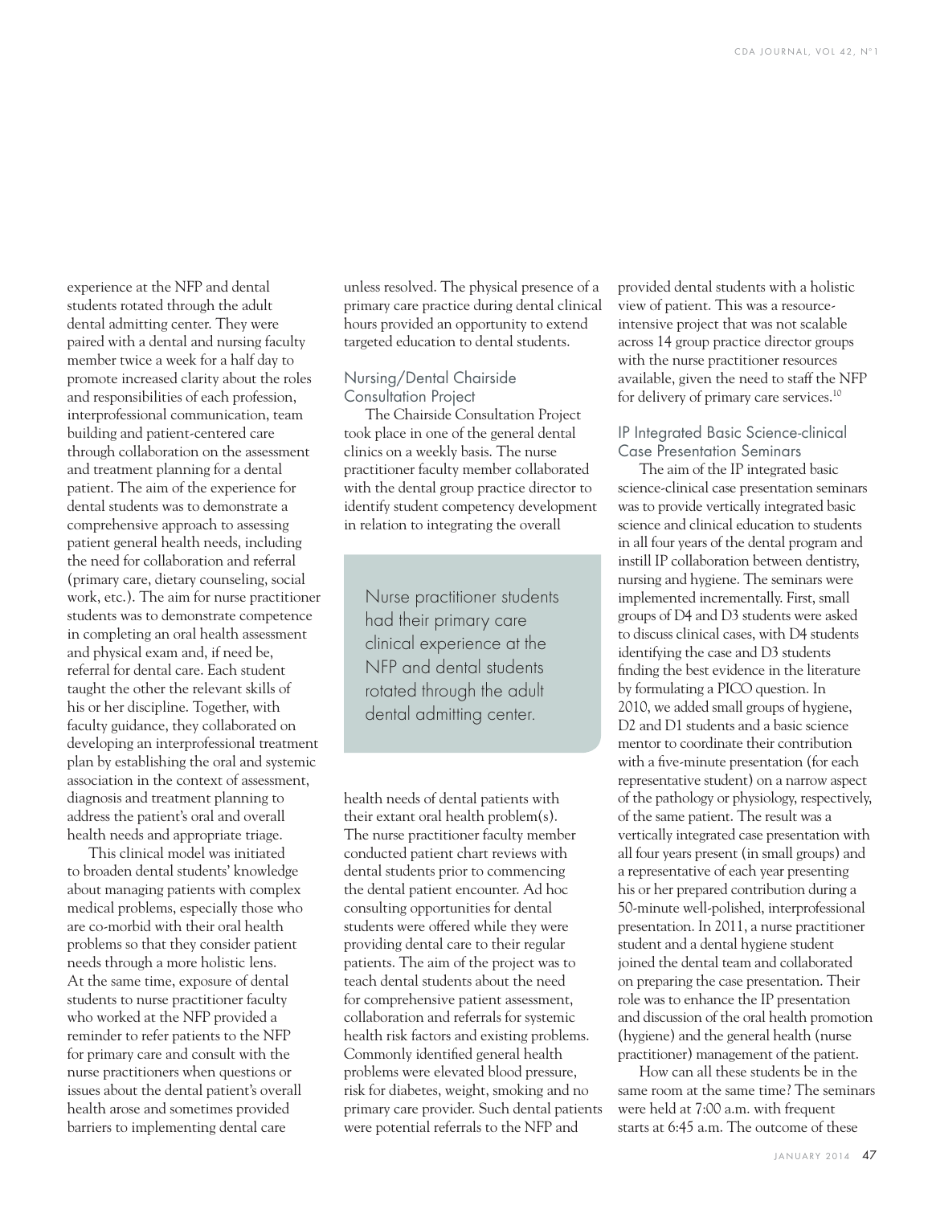experience at the NFP and dental students rotated through the adult dental admitting center. They were paired with a dental and nursing faculty member twice a week for a half day to promote increased clarity about the roles and responsibilities of each profession, interprofessional communication, team building and patient-centered care through collaboration on the assessment and treatment planning for a dental patient. The aim of the experience for dental students was to demonstrate a comprehensive approach to assessing patient general health needs, including the need for collaboration and referral (primary care, dietary counseling, social work, etc.). The aim for nurse practitioner students was to demonstrate competence in completing an oral health assessment and physical exam and, if need be, referral for dental care. Each student taught the other the relevant skills of his or her discipline. Together, with faculty guidance, they collaborated on developing an interprofessional treatment plan by establishing the oral and systemic association in the context of assessment, diagnosis and treatment planning to address the patient's oral and overall health needs and appropriate triage.

This clinical model was initiated to broaden dental students' knowledge about managing patients with complex medical problems, especially those who are co-morbid with their oral health problems so that they consider patient needs through a more holistic lens. At the same time, exposure of dental students to nurse practitioner faculty who worked at the NFP provided a reminder to refer patients to the NFP for primary care and consult with the nurse practitioners when questions or issues about the dental patient's overall health arose and sometimes provided barriers to implementing dental care unless resolved. The physical presence of a primary care practice during dental clinical hours provided an opportunity to extend targeted education to dental students.

## Nursing/Dental Chairside Consultation Project

The Chairside Consultation Project took place in one of the general dental clinics on a weekly basis. The nurse practitioner faculty member collaborated with the dental group practice director to identify student competency development in relation to integrating the overall health needs of dental patients with their extant oral health problem(s). The nurse practitioner faculty member conducted patient chart reviews with dental students prior to commencing the dental patient encounter. Ad hoc consulting opportunities for dental students were offered while they were providing dental care to their regular patients. The aim of the project was to teach dental students about the need for comprehensive patient assessment, collaboration and referrals for systemic health risk factors and existing problems. Commonly identified general health problems were elevated blood pressure, risk for diabetes, weight, smoking and no primary care provider. Such dental patients were potential referrals to the NFP and provided dental students with a holistic view of patient. This was a resource-intensive project that was not scalable across 14 group practice director groups with the nurse practitioner resources available, given the need to staff the NFP for delivery of primary care services.[10]

> Nurse practitioner students had their primary care clinical experience at the NFP and dental students rotated through the adult dental admitting center.

## IP Integrated Basic Science-clinical Case Presentation Seminars

The aim of the IP integrated basic science-clinical case presentation seminars was to provide vertically integrated basic science and clinical education to students in all four years of the dental program and instill IP collaboration between dentistry, nursing and hygiene. The seminars were implemented incrementally. First, small groups of D4 and D3 students were asked to discuss clinical cases, with D4 students identifying the case and D3 students finding the best evidence in the literature by formulating a PICO question. In 2010, we added small groups of hygiene, D2 and D1 students and a basic science mentor to coordinate their contribution with a five-minute presentation (for each representative student) on a narrow aspect of the pathology or physiology, respectively, of the same patient. The result was a vertically integrated case presentation with all four years present (in small groups) and a representative of each year presenting his or her prepared contribution during a 50-minute well-polished, interprofessional presentation. In 2011, a nurse practitioner student and a dental hygiene student joined the dental team and collaborated on preparing the case presentation. Their role was to enhance the IP presentation and discussion of the oral health promotion (hygiene) and the general health (nurse practitioner) management of the patient.

How can all these students be in the same room at the same time? The seminars were held at 7:00 a.m. with frequent starts at 6:45 a.m. The outcome of these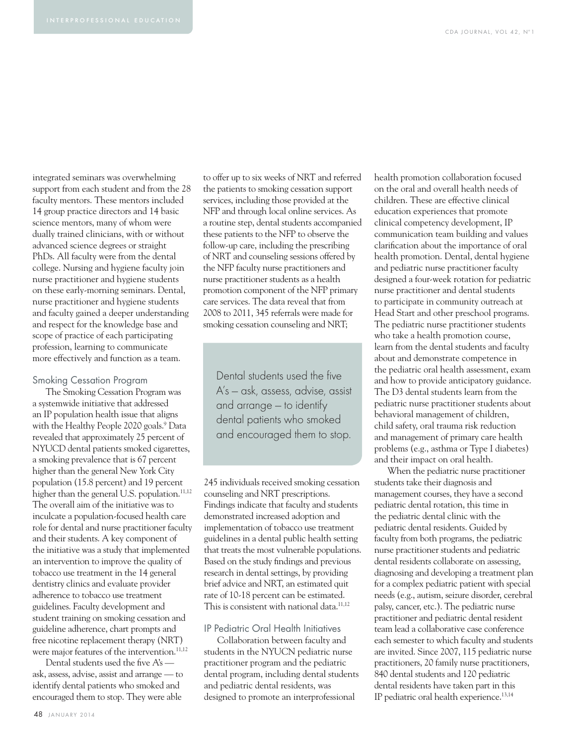integrated seminars was overwhelming support from each student and from the 28 faculty mentors. These mentors included 14 group practice directors and 14 basic science mentors, many of whom were dually trained clinicians, with or without advanced science degrees or straight PhDs. All faculty were from the dental college. Nursing and hygiene faculty join nurse practitioner and hygiene students on these early-morning seminars. Dental, nurse practitioner and hygiene students and faculty gained a deeper understanding and respect for the knowledge base and scope of practice of each participating profession, learning to communicate more effectively and function as a team.

## Smoking Cessation Program

The Smoking Cessation Program was a systemwide initiative that addressed an IP population health issue that aligns with the Healthy People 2020 goals.[9] Data revealed that approximately 25 percent of NYUCD dental patients smoked cigarettes, a smoking prevalence that is 67 percent higher than the general New York City population (15.8 percent) and 19 percent higher than the general U.S. population.[11,12] The overall aim of the initiative was to inculcate a population-focused health care role for dental and nurse practitioner faculty and their students. A key component of the initiative was a study that implemented an intervention to improve the quality of tobacco use treatment in the 14 general dentistry clinics and evaluate provider adherence to tobacco use treatment guidelines. Faculty development and student training on smoking cessation and guideline adherence, chart prompts and free nicotine replacement therapy (NRT) were major features of the intervention.[11,12]

Dental students used the five A's — ask, assess, advise, assist and arrange — to identify dental patients who smoked and encouraged them to stop. They were able to offer up to six weeks of NRT and referred the patients to smoking cessation support services, including those provided at the NFP and through local online services. As a routine step, dental students accompanied these patients to the NFP to observe the follow-up care, including the prescribing of NRT and counseling sessions offered by the NFP faculty nurse practitioners and nurse practitioner students as a health promotion component of the NFP primary care services. The data reveal that from 2008 to 2011, 345 referrals were made for smoking cessation counseling and NRT; 245 individuals received smoking cessation counseling and NRT prescriptions. Findings indicate that faculty and students demonstrated increased adoption and implementation of tobacco use treatment guidelines in a dental public health setting that treats the most vulnerable populations. Based on the study findings and previous research in dental settings, by providing brief advice and NRT, an estimated quit rate of 10-18 percent can be estimated. This is consistent with national data.[11,12]

> Dental students used the five A's — ask, assess, advise, assist and arrange — to identify dental patients who smoked and encouraged them to stop.

## IP Pediatric Oral Health Initiatives

Collaboration between faculty and students in the NYUCN pediatric nurse practitioner program and the pediatric dental program, including dental students and pediatric dental residents, was designed to promote an interprofessional health promotion collaboration focused on the oral and overall health needs of children. These are effective clinical education experiences that promote clinical competency development, IP communication team building and values clarification about the importance of oral health promotion. Dental, dental hygiene and pediatric nurse practitioner faculty designed a four-week rotation for pediatric nurse practitioner and dental students to participate in community outreach at Head Start and other preschool programs. The pediatric nurse practitioner students who take a health promotion course, learn from the dental students and faculty about and demonstrate competence in the pediatric oral health assessment, exam and how to provide anticipatory guidance. The D3 dental students learn from the pediatric nurse practitioner students about behavioral management of children, child safety, oral trauma risk reduction and management of primary care health problems (e.g., asthma or Type I diabetes) and their impact on oral health.

When the pediatric nurse practitioner students take their diagnosis and management courses, they have a second pediatric dental rotation, this time in the pediatric dental clinic with the pediatric dental residents. Guided by faculty from both programs, the pediatric nurse practitioner students and pediatric dental residents collaborate on assessing, diagnosing and developing a treatment plan for a complex pediatric patient with special needs (e.g., autism, seizure disorder, cerebral palsy, cancer, etc.). The pediatric nurse practitioner and pediatric dental resident team lead a collaborative case conference each semester to which faculty and students are invited. Since 2007, 115 pediatric nurse practitioners, 20 family nurse practitioners, 840 dental students and 120 pediatric dental residents have taken part in this IP pediatric oral health experience.[13,14]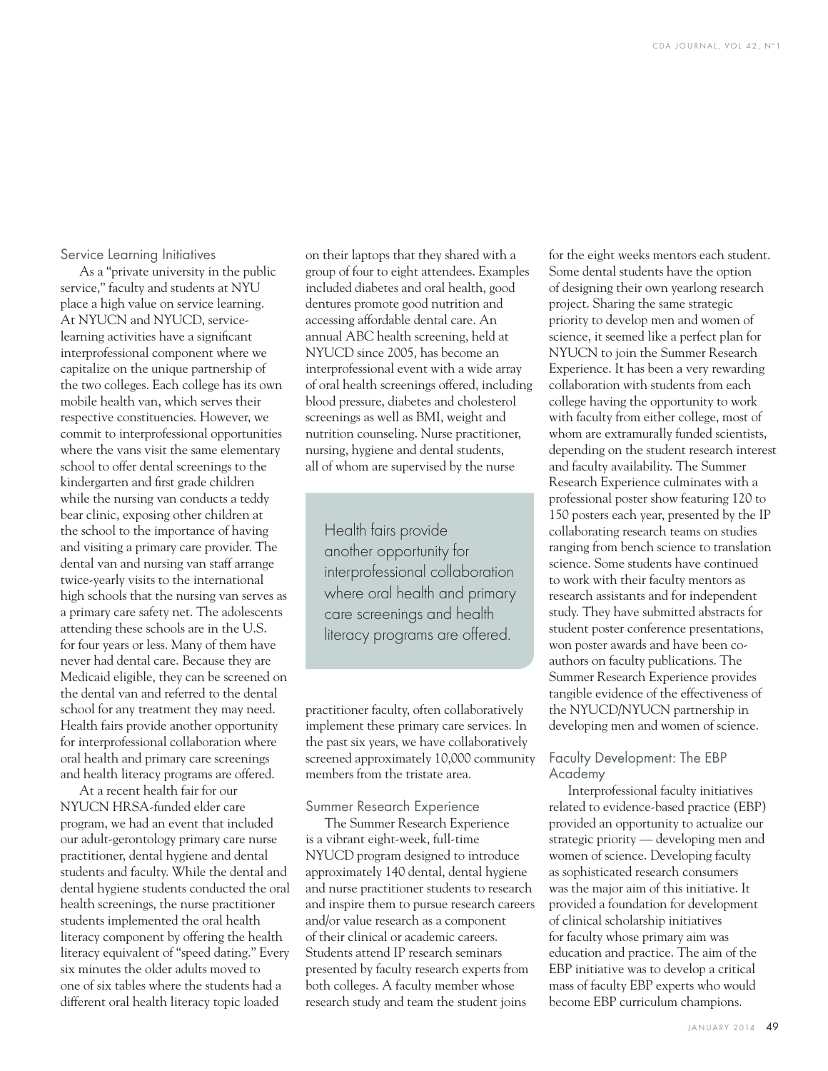## Service Learning Initiatives

As a "private university in the public service," faculty and students at NYU place a high value on service learning. At NYUCN and NYUCD, service-learning activities have a significant interprofessional component where we capitalize on the unique partnership of the two colleges. Each college has its own mobile health van, which serves their respective constituencies. However, we commit to interprofessional opportunities where the vans visit the same elementary school to offer dental screenings to the kindergarten and first grade children while the nursing van conducts a teddy bear clinic, exposing other children at the school to the importance of having and visiting a primary care provider. The dental van and nursing van staff arrange twice-yearly visits to the international high schools that the nursing van serves as a primary care safety net. The adolescents attending these schools are in the U.S. for four years or less. Many of them have never had dental care. Because they are Medicaid eligible, they can be screened on the dental van and referred to the dental school for any treatment they may need. Health fairs provide another opportunity for interprofessional collaboration where oral health and primary care screenings and health literacy programs are offered.

At a recent health fair for our NYUCN HRSA-funded elder care program, we had an event that included our adult-gerontology primary care nurse practitioner, dental hygiene and dental students and faculty. While the dental and dental hygiene students conducted the oral health screenings, the nurse practitioner students implemented the oral health literacy component by offering the health literacy equivalent of "speed dating." Every six minutes the older adults moved to one of six tables where the students had a different oral health literacy topic loaded on their laptops that they shared with a group of four to eight attendees. Examples included diabetes and oral health, good dentures promote good nutrition and accessing affordable dental care. An annual ABC health screening, held at NYUCD since 2005, has become an interprofessional event with a wide array of oral health screenings offered, including blood pressure, diabetes and cholesterol screenings as well as BMI, weight and nutrition counseling. Nurse practitioner, nursing, hygiene and dental students, all of whom are supervised by the nurse practitioner faculty, often collaboratively implement these primary care services. In the past six years, we have collaboratively screened approximately 10,000 community members from the tristate area.

> Health fairs provide another opportunity for interprofessional collaboration where oral health and primary care screenings and health literacy programs are offered.

## Summer Research Experience

The Summer Research Experience is a vibrant eight-week, full-time NYUCD program designed to introduce approximately 140 dental, dental hygiene and nurse practitioner students to research and inspire them to pursue research careers and/or value research as a component of their clinical or academic careers. Students attend IP research seminars presented by faculty research experts from both colleges. A faculty member whose research study and team the student joins for the eight weeks mentors each student. Some dental students have the option of designing their own yearlong research project. Sharing the same strategic priority to develop men and women of science, it seemed like a perfect plan for NYUCN to join the Summer Research Experience. It has been a very rewarding collaboration with students from each college having the opportunity to work with faculty from either college, most of whom are extramurally funded scientists, depending on the student research interest and faculty availability. The Summer Research Experience culminates with a professional poster show featuring 120 to 150 posters each year, presented by the IP collaborating research teams on studies ranging from bench science to translation science. Some students have continued to work with their faculty mentors as research assistants and for independent study. They have submitted abstracts for student poster conference presentations, won poster awards and have been co-authors on faculty publications. The Summer Research Experience provides tangible evidence of the effectiveness of the NYUCD/NYUCN partnership in developing men and women of science.

## Faculty Development: The EBP Academy

Interprofessional faculty initiatives related to evidence-based practice (EBP) provided an opportunity to actualize our strategic priority — developing men and women of science. Developing faculty as sophisticated research consumers was the major aim of this initiative. It provided a foundation for development of clinical scholarship initiatives for faculty whose primary aim was education and practice. The aim of the EBP initiative was to develop a critical mass of faculty EBP experts who would become EBP curriculum champions.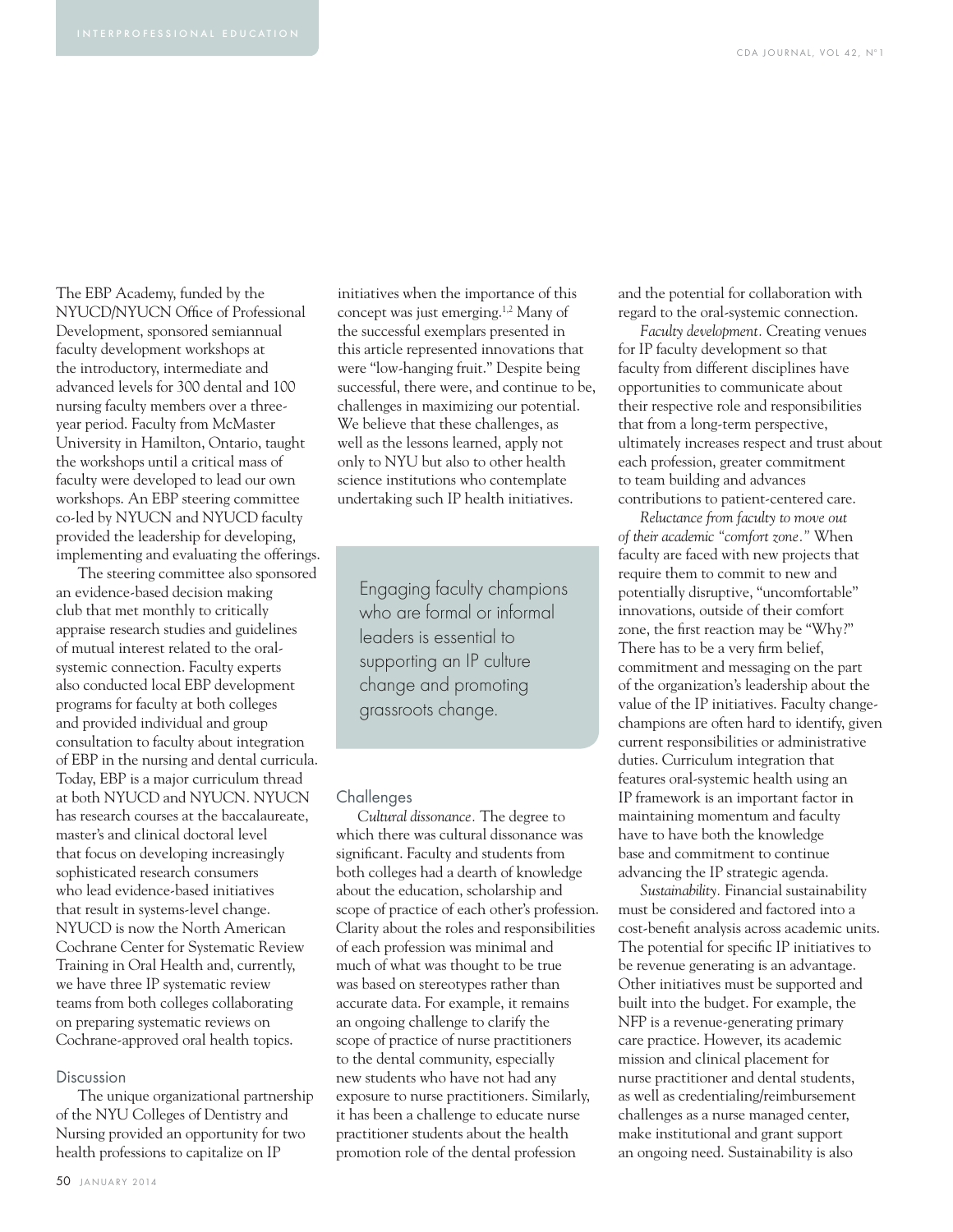The EBP Academy, funded by the NYUCD/NYUCN Office of Professional Development, sponsored semiannual faculty development workshops at the introductory, intermediate and advanced levels for 300 dental and 100 nursing faculty members over a three-year period. Faculty from McMaster University in Hamilton, Ontario, taught the workshops until a critical mass of faculty were developed to lead our own workshops. An EBP steering committee co-led by NYUCN and NYUCD faculty provided the leadership for developing, implementing and evaluating the offerings.

The steering committee also sponsored an evidence-based decision making club that met monthly to critically appraise research studies and guidelines of mutual interest related to the oral-systemic connection. Faculty experts also conducted local EBP development programs for faculty at both colleges and provided individual and group consultation to faculty about integration of EBP in the nursing and dental curricula. Today, EBP is a major curriculum thread at both NYUCD and NYUCN. NYUCN has research courses at the baccalaureate, master's and clinical doctoral level that focus on developing increasingly sophisticated research consumers who lead evidence-based initiatives that result in systems-level change. NYUCD is now the North American Cochrane Center for Systematic Review Training in Oral Health and, currently, we have three IP systematic review teams from both colleges collaborating on preparing systematic reviews on Cochrane-approved oral health topics.

## Discussion

The unique organizational partnership of the NYU Colleges of Dentistry and Nursing provided an opportunity for two health professions to capitalize on IP initiatives when the importance of this concept was just emerging.[1,2] Many of the successful exemplars presented in this article represented innovations that were "low-hanging fruit." Despite being successful, there were, and continue to be, challenges in maximizing our potential. We believe that these challenges, as well as the lessons learned, apply not only to NYU but also to other health science institutions who contemplate undertaking such IP health initiatives.

> Engaging faculty champions who are formal or informal leaders is essential to supporting an IP culture change and promoting grassroots change.

## Challenges

*Cultural dissonance.* The degree to which there was cultural dissonance was significant. Faculty and students from both colleges had a dearth of knowledge about the education, scholarship and scope of practice of each other's profession. Clarity about the roles and responsibilities of each profession was minimal and much of what was thought to be true was based on stereotypes rather than accurate data. For example, it remains an ongoing challenge to clarify the scope of practice of nurse practitioners to the dental community, especially new students who have not had any exposure to nurse practitioners. Similarly, it has been a challenge to educate nurse practitioner students about the health promotion role of the dental profession and the potential for collaboration with regard to the oral-systemic connection.

*Faculty development.* Creating venues for IP faculty development so that faculty from different disciplines have opportunities to communicate about their respective role and responsibilities that from a long-term perspective, ultimately increases respect and trust about each profession, greater commitment to team building and advances contributions to patient-centered care.

*Reluctance from faculty to move out of their academic "comfort zone."* When faculty are faced with new projects that require them to commit to new and potentially disruptive, "uncomfortable" innovations, outside of their comfort zone, the first reaction may be "Why?" There has to be a very firm belief, commitment and messaging on the part of the organization's leadership about the value of the IP initiatives. Faculty change-champions are often hard to identify, given current responsibilities or administrative duties. Curriculum integration that features oral-systemic health using an IP framework is an important factor in maintaining momentum and faculty have to have both the knowledge base and commitment to continue advancing the IP strategic agenda.

*Sustainability.* Financial sustainability must be considered and factored into a cost-benefit analysis across academic units. The potential for specific IP initiatives to be revenue generating is an advantage. Other initiatives must be supported and built into the budget. For example, the NFP is a revenue-generating primary care practice. However, its academic mission and clinical placement for nurse practitioner and dental students, as well as credentialing/reimbursement challenges as a nurse managed center, make institutional and grant support an ongoing need. Sustainability is also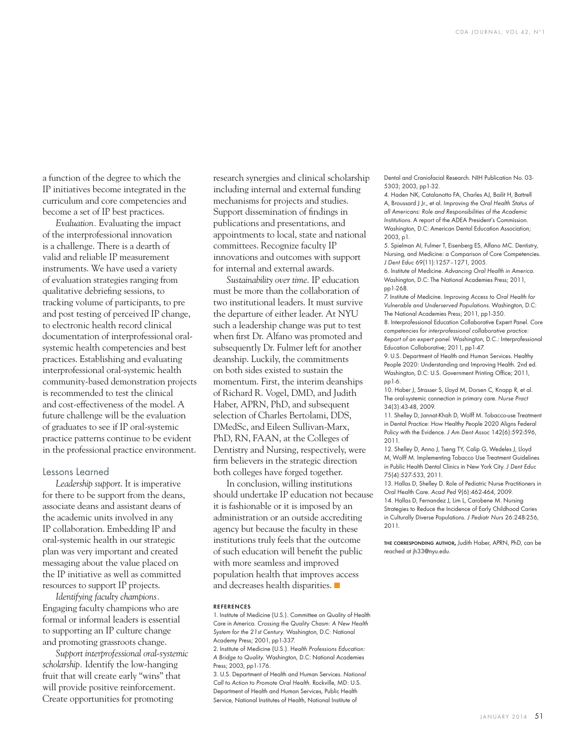a function of the degree to which the IP initiatives become integrated in the curriculum and core competencies and become a set of IP best practices.

*Evaluation.* Evaluating the impact of the interprofessional innovation is a challenge. There is a dearth of valid and reliable IP measurement instruments. We have used a variety of evaluation strategies ranging from qualitative debriefing sessions, to tracking volume of participants, to pre and post testing of perceived IP change, to electronic health record clinical documentation of interprofessional oral-systemic health competencies and best practices. Establishing and evaluating interprofessional oral-systemic health community-based demonstration projects is recommended to test the clinical and cost-effectiveness of the model. A future challenge will be the evaluation of graduates to see if IP oral-systemic practice patterns continue to be evident in the professional practice environment.

## Lessons Learned

*Leadership support.* It is imperative for there to be support from the deans, associate deans and assistant deans of the academic units involved in any IP collaboration. Embedding IP and oral-systemic health in our strategic plan was very important and created messaging about the value placed on the IP initiative as well as committed resources to support IP projects.

*Identifying faculty champions.* Engaging faculty champions who are formal or informal leaders is essential to supporting an IP culture change and promoting grassroots change.

*Support interprofessional oral-systemic scholarship.* Identify the low-hanging fruit that will create early "wins" that will provide positive reinforcement. Create opportunities for promoting research synergies and clinical scholarship including internal and external funding mechanisms for projects and studies. Support dissemination of findings in publications and presentations, and appointments to local, state and national committees. Recognize faculty IP innovations and outcomes with support for internal and external awards.

*Sustainability over time.* IP education must be more than the collaboration of two institutional leaders. It must survive the departure of either leader. At NYU such a leadership change was put to test when first Dr. Alfano was promoted and subsequently Dr. Fulmer left for another deanship. Luckily, the commitments on both sides existed to sustain the momentum. First, the interim deanships of Richard R. Vogel, DMD, and Judith Haber, APRN, PhD, and subsequent selection of Charles Bertolami, DDS, DMedSc, and Eileen Sullivan-Marx, PhD, RN, FAAN, at the Colleges of Dentistry and Nursing, respectively, were firm believers in the strategic direction both colleges have forged together.

In conclusion, willing institutions should undertake IP education not because it is fashionable or it is imposed by an administration or an outside accrediting agency but because the faculty in these institutions truly feels that the outcome of such education will benefit the public with more seamless and improved population health that improves access and decreases health disparities. ■

### References

1. Institute of Medicine (U.S.). Committee on Quality of Health Care in America. *Crossing the Quality Chasm: A New Health System for the 21st Century.* Washington, D.C: National Academy Press; 2001, pp1-337.
2. Institute of Medicine (U.S.). *Health Professions Education: A Bridge to Quality.* Washington, D.C: National Academies Press; 2003, pp1-176.
3. U.S. Department of Health and Human Services. *National Call to Action to Promote Oral Health.* Rockville, MD: U.S. Department of Health and Human Services, Public Health Service, National Institutes of Health, National Institute of Dental and Craniofacial Research. NIH Publication No. 03-5303; 2003, pp1-32.
4. Haden NK, Catalanotto FA, Charles AJ, Bailit H, Battrell A, Broussard J Jr., et al. *Improving the Oral Health Status of all Americans: Role and Responsibilities of the Academic Institutions.* A report of the ADEA President's Commission. Washington, D.C: American Dental Education Association; 2003, p1.
5. Spielman AI, Fulmer T, Eisenberg ES, Alfano MC. Dentistry, Nursing, and Medicine: a Comparison of Core Competencies. *J Dent Educ* 69(11):1257–1271, 2005.
6. Institute of Medicine. *Advancing Oral Health in America.* Washington, D.C: The National Academies Press; 2011, pp1-268.
7. Institute of Medicine. *Improving Access to Oral Health for Vulnerable and Underserved Populations.* Washington, D.C: The National Academies Press; 2011, pp1-350.
8. Interprofessional Education Collaborative Expert Panel. *Core competencies for interprofessional collaborative practice: Report of an expert panel.* Washington, D.C.: Interprofessional Education Collaborative; 2011, pp1-47.
9. U.S. Department of Health and Human Services. Healthy People 2020: Understanding and Improving Health. 2nd ed. Washington, D.C: U.S. Government Printing Office; 2011, pp1-6.
10. Haber J, Strasser S, Lloyd M, Dorsen C, Knapp R, et al. The oral-systemic connection in primary care. *Nurse Pract* 34(3):43-48, 2009.
11. Shelley D, Jannat-Khah D, Wolff M. Tobacco-use Treatment in Dental Practice: How Healthy People 2020 Aligns Federal Policy with the Evidence. *J Am Dent Assoc* 142(6):592-596, 2011.
12. Shelley D, Anno J, Tseng TY, Calip G, Wedeles J, Lloyd M, Wolff M. Implementing Tobacco Use Treatment Guidelines in Public Health Dental Clinics in New York City. *J Dent Educ* 75(4):527-533, 2011.
13. Hallas D, Shelley D. Role of Pediatric Nurse Practitioners in Oral Health Care. *Acad Ped* 9(6):462-464, 2009.
14. Hallas D, Fernandez J, Lim L, Carobene M. Nursing Strategies to Reduce the Incidence of Early Childhood Caries in Culturally Diverse Populations. *J Pediatr Nurs* 26:248-256, 2011.

**The corresponding author,** Judith Haber, APRN, PhD, can be reached at jh33@nyu.edu.